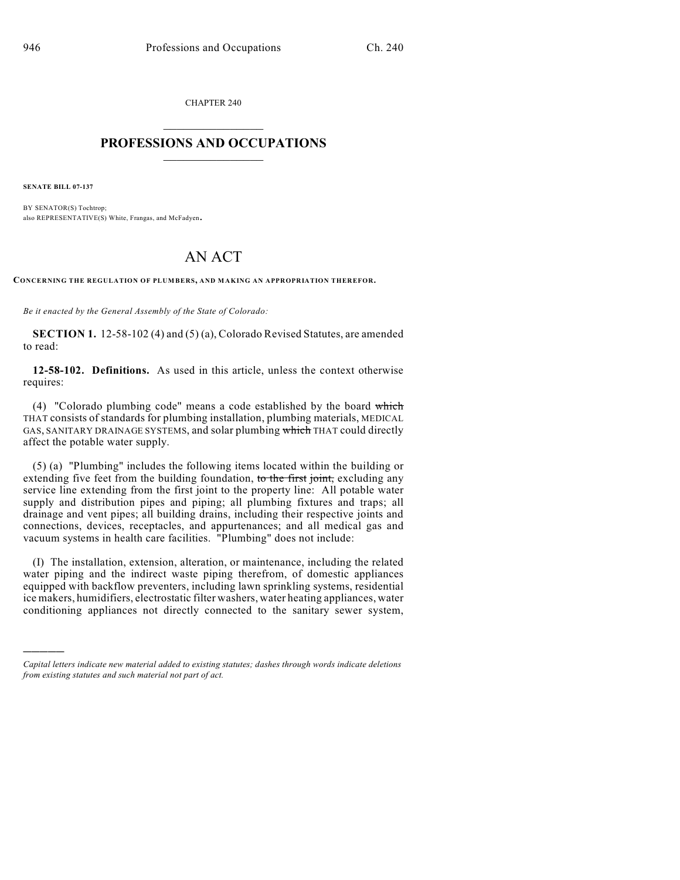CHAPTER 240

# PROFESSIONS AND OCCUPATIONS

**SENATE BILL 07-137**

BY SENATOR(S) Tochtrop;
also REPRESENTATIVE(S) White, Frangas, and McFadyen.

# AN ACT

**CONCERNING THE REGULATION OF PLUMBERS, AND MAKING AN APPROPRIATION THEREFOR.**

*Be it enacted by the General Assembly of the State of Colorado:*

**SECTION 1.** 12-58-102 (4) and (5) (a), Colorado Revised Statutes, are amended to read:

**12-58-102. Definitions.** As used in this article, unless the context otherwise requires:

(4) "Colorado plumbing code" means a code established by the board ~~which~~ THAT consists of standards for plumbing installation, plumbing materials, MEDICAL GAS, SANITARY DRAINAGE SYSTEMS, and solar plumbing ~~which~~ THAT could directly affect the potable water supply.

(5) (a) "Plumbing" includes the following items located within the building or extending five feet from the building foundation, ~~to the first joint,~~ excluding any service line extending from the first joint to the property line: All potable water supply and distribution pipes and piping; all plumbing fixtures and traps; all drainage and vent pipes; all building drains, including their respective joints and connections, devices, receptacles, and appurtenances; and all medical gas and vacuum systems in health care facilities. "Plumbing" does not include:

(I) The installation, extension, alteration, or maintenance, including the related water piping and the indirect waste piping therefrom, of domestic appliances equipped with backflow preventers, including lawn sprinkling systems, residential ice makers, humidifiers, electrostatic filter washers, water heating appliances, water conditioning appliances not directly connected to the sanitary sewer system,

*Capital letters indicate new material added to existing statutes; dashes through words indicate deletions from existing statutes and such material not part of act.*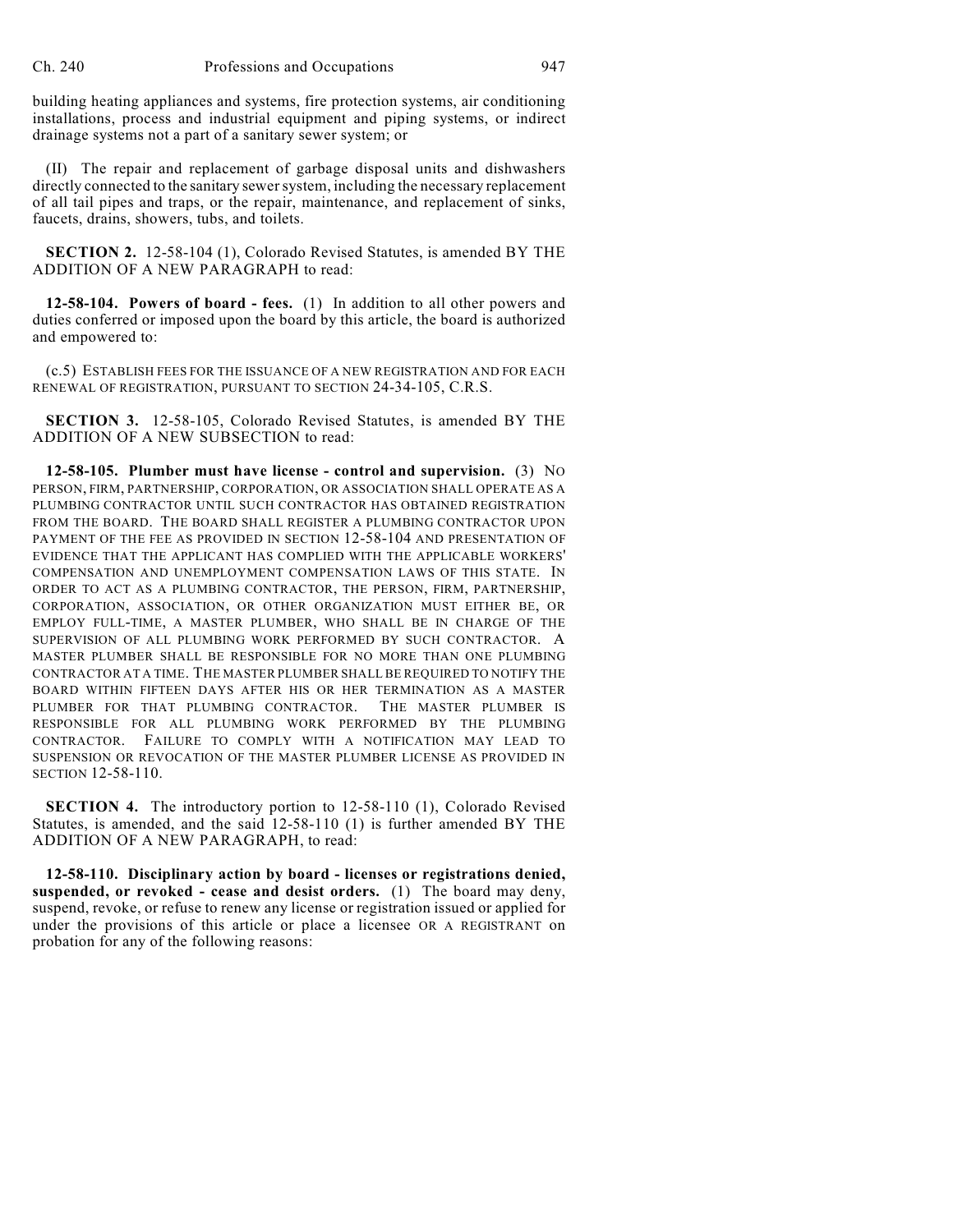building heating appliances and systems, fire protection systems, air conditioning installations, process and industrial equipment and piping systems, or indirect drainage systems not a part of a sanitary sewer system; or

(II) The repair and replacement of garbage disposal units and dishwashers directly connected to the sanitary sewer system, including the necessary replacement of all tail pipes and traps, or the repair, maintenance, and replacement of sinks, faucets, drains, showers, tubs, and toilets.

**SECTION 2.** 12-58-104 (1), Colorado Revised Statutes, is amended BY THE ADDITION OF A NEW PARAGRAPH to read:

**12-58-104. Powers of board - fees.** (1) In addition to all other powers and duties conferred or imposed upon the board by this article, the board is authorized and empowered to:

(c.5) ESTABLISH FEES FOR THE ISSUANCE OF A NEW REGISTRATION AND FOR EACH RENEWAL OF REGISTRATION, PURSUANT TO SECTION 24-34-105, C.R.S.

**SECTION 3.** 12-58-105, Colorado Revised Statutes, is amended BY THE ADDITION OF A NEW SUBSECTION to read:

**12-58-105. Plumber must have license - control and supervision.** (3) NO PERSON, FIRM, PARTNERSHIP, CORPORATION, OR ASSOCIATION SHALL OPERATE AS A PLUMBING CONTRACTOR UNTIL SUCH CONTRACTOR HAS OBTAINED REGISTRATION FROM THE BOARD. THE BOARD SHALL REGISTER A PLUMBING CONTRACTOR UPON PAYMENT OF THE FEE AS PROVIDED IN SECTION 12-58-104 AND PRESENTATION OF EVIDENCE THAT THE APPLICANT HAS COMPLIED WITH THE APPLICABLE WORKERS' COMPENSATION AND UNEMPLOYMENT COMPENSATION LAWS OF THIS STATE. IN ORDER TO ACT AS A PLUMBING CONTRACTOR, THE PERSON, FIRM, PARTNERSHIP, CORPORATION, ASSOCIATION, OR OTHER ORGANIZATION MUST EITHER BE, OR EMPLOY FULL-TIME, A MASTER PLUMBER, WHO SHALL BE IN CHARGE OF THE SUPERVISION OF ALL PLUMBING WORK PERFORMED BY SUCH CONTRACTOR. A MASTER PLUMBER SHALL BE RESPONSIBLE FOR NO MORE THAN ONE PLUMBING CONTRACTOR AT A TIME. THE MASTER PLUMBER SHALL BE REQUIRED TO NOTIFY THE BOARD WITHIN FIFTEEN DAYS AFTER HIS OR HER TERMINATION AS A MASTER PLUMBER FOR THAT PLUMBING CONTRACTOR. THE MASTER PLUMBER IS RESPONSIBLE FOR ALL PLUMBING WORK PERFORMED BY THE PLUMBING CONTRACTOR. FAILURE TO COMPLY WITH A NOTIFICATION MAY LEAD TO SUSPENSION OR REVOCATION OF THE MASTER PLUMBER LICENSE AS PROVIDED IN SECTION 12-58-110.

**SECTION 4.** The introductory portion to 12-58-110 (1), Colorado Revised Statutes, is amended, and the said 12-58-110 (1) is further amended BY THE ADDITION OF A NEW PARAGRAPH, to read:

**12-58-110. Disciplinary action by board - licenses or registrations denied, suspended, or revoked - cease and desist orders.** (1) The board may deny, suspend, revoke, or refuse to renew any license or registration issued or applied for under the provisions of this article or place a licensee OR A REGISTRANT on probation for any of the following reasons: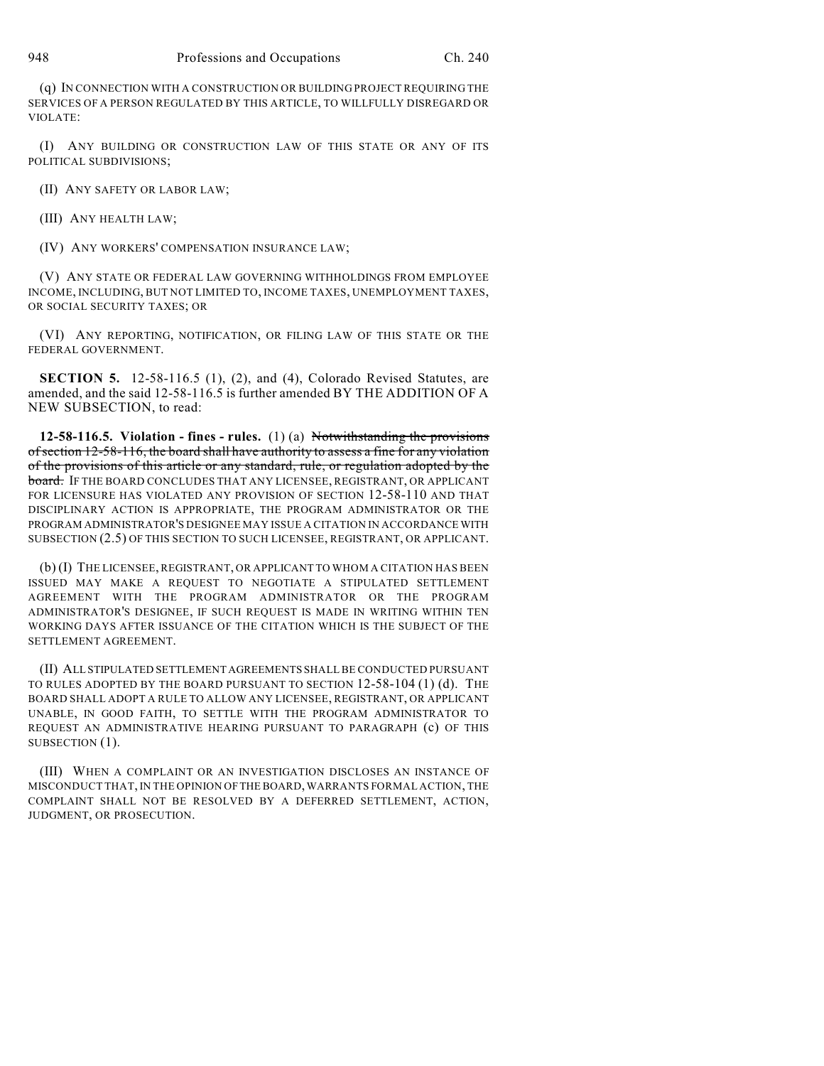(q) IN CONNECTION WITH A CONSTRUCTION OR BUILDING PROJECT REQUIRING THE SERVICES OF A PERSON REGULATED BY THIS ARTICLE, TO WILLFULLY DISREGARD OR VIOLATE:

(I) ANY BUILDING OR CONSTRUCTION LAW OF THIS STATE OR ANY OF ITS POLITICAL SUBDIVISIONS;

(II) ANY SAFETY OR LABOR LAW;

(III) ANY HEALTH LAW;

(IV) ANY WORKERS' COMPENSATION INSURANCE LAW;

(V) ANY STATE OR FEDERAL LAW GOVERNING WITHHOLDINGS FROM EMPLOYEE INCOME, INCLUDING, BUT NOT LIMITED TO, INCOME TAXES, UNEMPLOYMENT TAXES, OR SOCIAL SECURITY TAXES; OR

(VI) ANY REPORTING, NOTIFICATION, OR FILING LAW OF THIS STATE OR THE FEDERAL GOVERNMENT.

**SECTION 5.** 12-58-116.5 (1), (2), and (4), Colorado Revised Statutes, are amended, and the said 12-58-116.5 is further amended BY THE ADDITION OF A NEW SUBSECTION, to read:

**12-58-116.5. Violation - fines - rules.** (1) (a) ~~Notwithstanding the provisions of section 12-58-116, the board shall have authority to assess a fine for any violation of the provisions of this article or any standard, rule, or regulation adopted by the board.~~ IF THE BOARD CONCLUDES THAT ANY LICENSEE, REGISTRANT, OR APPLICANT FOR LICENSURE HAS VIOLATED ANY PROVISION OF SECTION 12-58-110 AND THAT DISCIPLINARY ACTION IS APPROPRIATE, THE PROGRAM ADMINISTRATOR OR THE PROGRAM ADMINISTRATOR'S DESIGNEE MAY ISSUE A CITATION IN ACCORDANCE WITH SUBSECTION (2.5) OF THIS SECTION TO SUCH LICENSEE, REGISTRANT, OR APPLICANT.

(b) (I) THE LICENSEE, REGISTRANT, OR APPLICANT TO WHOM A CITATION HAS BEEN ISSUED MAY MAKE A REQUEST TO NEGOTIATE A STIPULATED SETTLEMENT AGREEMENT WITH THE PROGRAM ADMINISTRATOR OR THE PROGRAM ADMINISTRATOR'S DESIGNEE, IF SUCH REQUEST IS MADE IN WRITING WITHIN TEN WORKING DAYS AFTER ISSUANCE OF THE CITATION WHICH IS THE SUBJECT OF THE SETTLEMENT AGREEMENT.

(II) ALL STIPULATED SETTLEMENT AGREEMENTS SHALL BE CONDUCTED PURSUANT TO RULES ADOPTED BY THE BOARD PURSUANT TO SECTION 12-58-104 (1) (d). THE BOARD SHALL ADOPT A RULE TO ALLOW ANY LICENSEE, REGISTRANT, OR APPLICANT UNABLE, IN GOOD FAITH, TO SETTLE WITH THE PROGRAM ADMINISTRATOR TO REQUEST AN ADMINISTRATIVE HEARING PURSUANT TO PARAGRAPH (c) OF THIS SUBSECTION (1).

(III) WHEN A COMPLAINT OR AN INVESTIGATION DISCLOSES AN INSTANCE OF MISCONDUCT THAT, IN THE OPINION OF THE BOARD, WARRANTS FORMAL ACTION, THE COMPLAINT SHALL NOT BE RESOLVED BY A DEFERRED SETTLEMENT, ACTION, JUDGMENT, OR PROSECUTION.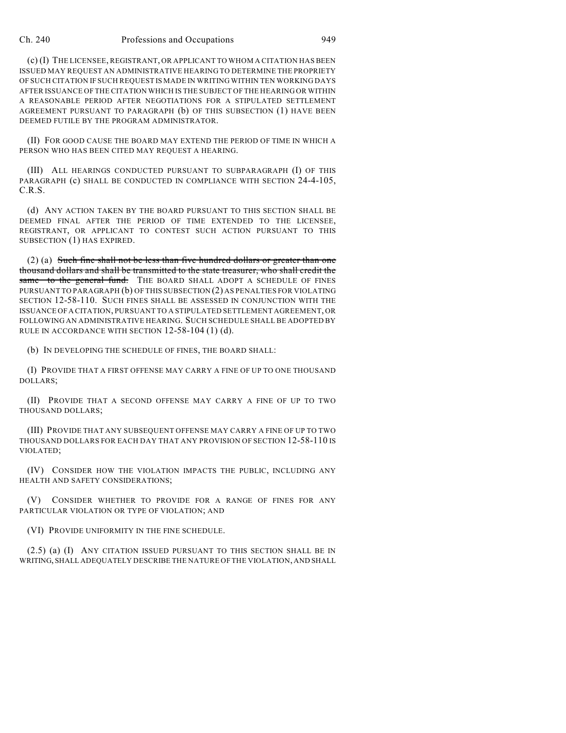(c) (I) THE LICENSEE, REGISTRANT, OR APPLICANT TO WHOM A CITATION HAS BEEN ISSUED MAY REQUEST AN ADMINISTRATIVE HEARING TO DETERMINE THE PROPRIETY OF SUCH CITATION IF SUCH REQUEST IS MADE IN WRITING WITHIN TEN WORKING DAYS AFTER ISSUANCE OF THE CITATION WHICH IS THE SUBJECT OF THE HEARING OR WITHIN A REASONABLE PERIOD AFTER NEGOTIATIONS FOR A STIPULATED SETTLEMENT AGREEMENT PURSUANT TO PARAGRAPH (b) OF THIS SUBSECTION (1) HAVE BEEN DEEMED FUTILE BY THE PROGRAM ADMINISTRATOR.

(II) FOR GOOD CAUSE THE BOARD MAY EXTEND THE PERIOD OF TIME IN WHICH A PERSON WHO HAS BEEN CITED MAY REQUEST A HEARING.

(III) ALL HEARINGS CONDUCTED PURSUANT TO SUBPARAGRAPH (I) OF THIS PARAGRAPH (c) SHALL BE CONDUCTED IN COMPLIANCE WITH SECTION 24-4-105, C.R.S.

(d) ANY ACTION TAKEN BY THE BOARD PURSUANT TO THIS SECTION SHALL BE DEEMED FINAL AFTER THE PERIOD OF TIME EXTENDED TO THE LICENSEE, REGISTRANT, OR APPLICANT TO CONTEST SUCH ACTION PURSUANT TO THIS SUBSECTION (1) HAS EXPIRED.

(2) (a) ~~Such fine shall not be less than five hundred dollars or greater than one thousand dollars and shall be transmitted to the state treasurer, who shall credit the same to the general fund.~~ THE BOARD SHALL ADOPT A SCHEDULE OF FINES PURSUANT TO PARAGRAPH (b) OF THIS SUBSECTION (2) AS PENALTIES FOR VIOLATING SECTION 12-58-110. SUCH FINES SHALL BE ASSESSED IN CONJUNCTION WITH THE ISSUANCE OF A CITATION, PURSUANT TO A STIPULATED SETTLEMENT AGREEMENT, OR FOLLOWING AN ADMINISTRATIVE HEARING. SUCH SCHEDULE SHALL BE ADOPTED BY RULE IN ACCORDANCE WITH SECTION 12-58-104 (1) (d).

(b) IN DEVELOPING THE SCHEDULE OF FINES, THE BOARD SHALL:

(I) PROVIDE THAT A FIRST OFFENSE MAY CARRY A FINE OF UP TO ONE THOUSAND DOLLARS;

(II) PROVIDE THAT A SECOND OFFENSE MAY CARRY A FINE OF UP TO TWO THOUSAND DOLLARS;

(III) PROVIDE THAT ANY SUBSEQUENT OFFENSE MAY CARRY A FINE OF UP TO TWO THOUSAND DOLLARS FOR EACH DAY THAT ANY PROVISION OF SECTION 12-58-110 IS VIOLATED;

(IV) CONSIDER HOW THE VIOLATION IMPACTS THE PUBLIC, INCLUDING ANY HEALTH AND SAFETY CONSIDERATIONS;

(V) CONSIDER WHETHER TO PROVIDE FOR A RANGE OF FINES FOR ANY PARTICULAR VIOLATION OR TYPE OF VIOLATION; AND

(VI) PROVIDE UNIFORMITY IN THE FINE SCHEDULE.

(2.5) (a) (I) ANY CITATION ISSUED PURSUANT TO THIS SECTION SHALL BE IN WRITING, SHALL ADEQUATELY DESCRIBE THE NATURE OF THE VIOLATION, AND SHALL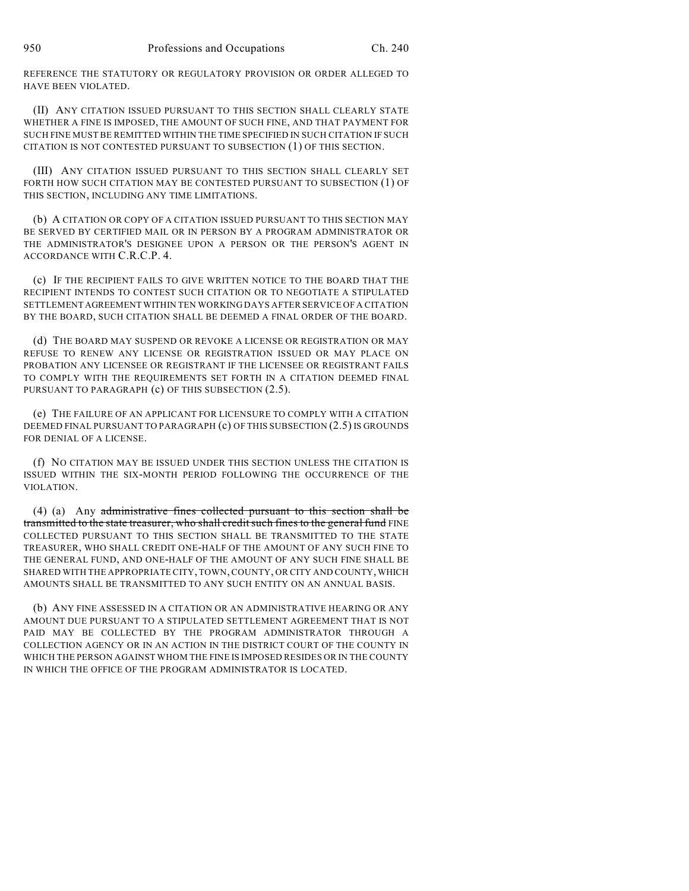REFERENCE THE STATUTORY OR REGULATORY PROVISION OR ORDER ALLEGED TO HAVE BEEN VIOLATED.

(II) ANY CITATION ISSUED PURSUANT TO THIS SECTION SHALL CLEARLY STATE WHETHER A FINE IS IMPOSED, THE AMOUNT OF SUCH FINE, AND THAT PAYMENT FOR SUCH FINE MUST BE REMITTED WITHIN THE TIME SPECIFIED IN SUCH CITATION IF SUCH CITATION IS NOT CONTESTED PURSUANT TO SUBSECTION (1) OF THIS SECTION.

(III) ANY CITATION ISSUED PURSUANT TO THIS SECTION SHALL CLEARLY SET FORTH HOW SUCH CITATION MAY BE CONTESTED PURSUANT TO SUBSECTION (1) OF THIS SECTION, INCLUDING ANY TIME LIMITATIONS.

(b) A CITATION OR COPY OF A CITATION ISSUED PURSUANT TO THIS SECTION MAY BE SERVED BY CERTIFIED MAIL OR IN PERSON BY A PROGRAM ADMINISTRATOR OR THE ADMINISTRATOR'S DESIGNEE UPON A PERSON OR THE PERSON'S AGENT IN ACCORDANCE WITH C.R.C.P. 4.

(c) IF THE RECIPIENT FAILS TO GIVE WRITTEN NOTICE TO THE BOARD THAT THE RECIPIENT INTENDS TO CONTEST SUCH CITATION OR TO NEGOTIATE A STIPULATED SETTLEMENT AGREEMENT WITHIN TEN WORKING DAYS AFTER SERVICE OF A CITATION BY THE BOARD, SUCH CITATION SHALL BE DEEMED A FINAL ORDER OF THE BOARD.

(d) THE BOARD MAY SUSPEND OR REVOKE A LICENSE OR REGISTRATION OR MAY REFUSE TO RENEW ANY LICENSE OR REGISTRATION ISSUED OR MAY PLACE ON PROBATION ANY LICENSEE OR REGISTRANT IF THE LICENSEE OR REGISTRANT FAILS TO COMPLY WITH THE REQUIREMENTS SET FORTH IN A CITATION DEEMED FINAL PURSUANT TO PARAGRAPH (c) OF THIS SUBSECTION (2.5).

(e) THE FAILURE OF AN APPLICANT FOR LICENSURE TO COMPLY WITH A CITATION DEEMED FINAL PURSUANT TO PARAGRAPH (c) OF THIS SUBSECTION (2.5) IS GROUNDS FOR DENIAL OF A LICENSE.

(f) NO CITATION MAY BE ISSUED UNDER THIS SECTION UNLESS THE CITATION IS ISSUED WITHIN THE SIX-MONTH PERIOD FOLLOWING THE OCCURRENCE OF THE VIOLATION.

(4) (a) Any ~~administrative fines collected pursuant to this section shall be transmitted to the state treasurer, who shall credit such fines to the general fund~~ FINE COLLECTED PURSUANT TO THIS SECTION SHALL BE TRANSMITTED TO THE STATE TREASURER, WHO SHALL CREDIT ONE-HALF OF THE AMOUNT OF ANY SUCH FINE TO THE GENERAL FUND, AND ONE-HALF OF THE AMOUNT OF ANY SUCH FINE SHALL BE SHARED WITH THE APPROPRIATE CITY, TOWN, COUNTY, OR CITY AND COUNTY, WHICH AMOUNTS SHALL BE TRANSMITTED TO ANY SUCH ENTITY ON AN ANNUAL BASIS.

(b) ANY FINE ASSESSED IN A CITATION OR AN ADMINISTRATIVE HEARING OR ANY AMOUNT DUE PURSUANT TO A STIPULATED SETTLEMENT AGREEMENT THAT IS NOT PAID MAY BE COLLECTED BY THE PROGRAM ADMINISTRATOR THROUGH A COLLECTION AGENCY OR IN AN ACTION IN THE DISTRICT COURT OF THE COUNTY IN WHICH THE PERSON AGAINST WHOM THE FINE IS IMPOSED RESIDES OR IN THE COUNTY IN WHICH THE OFFICE OF THE PROGRAM ADMINISTRATOR IS LOCATED.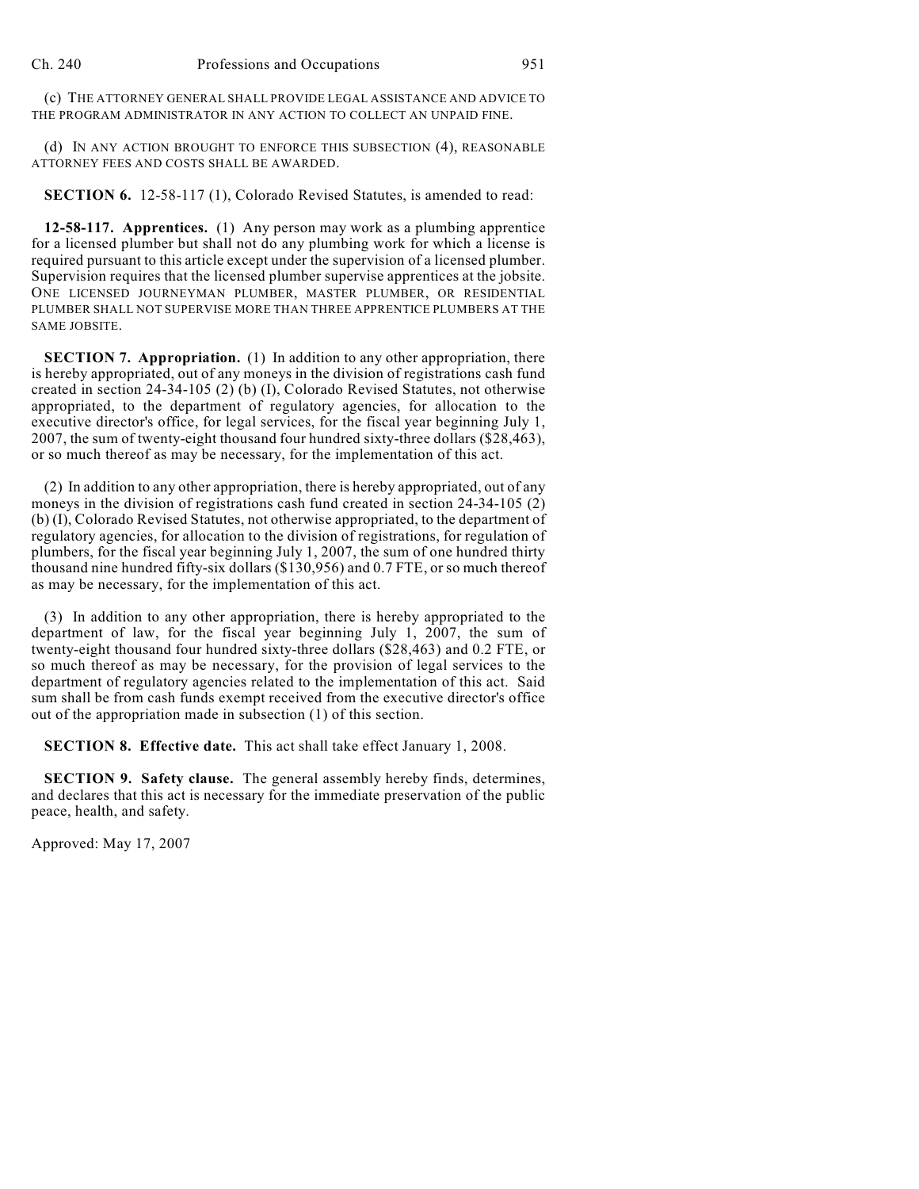(c) THE ATTORNEY GENERAL SHALL PROVIDE LEGAL ASSISTANCE AND ADVICE TO THE PROGRAM ADMINISTRATOR IN ANY ACTION TO COLLECT AN UNPAID FINE.

(d) IN ANY ACTION BROUGHT TO ENFORCE THIS SUBSECTION (4), REASONABLE ATTORNEY FEES AND COSTS SHALL BE AWARDED.

**SECTION 6.** 12-58-117 (1), Colorado Revised Statutes, is amended to read:

**12-58-117. Apprentices.** (1) Any person may work as a plumbing apprentice for a licensed plumber but shall not do any plumbing work for which a license is required pursuant to this article except under the supervision of a licensed plumber. Supervision requires that the licensed plumber supervise apprentices at the jobsite. ONE LICENSED JOURNEYMAN PLUMBER, MASTER PLUMBER, OR RESIDENTIAL PLUMBER SHALL NOT SUPERVISE MORE THAN THREE APPRENTICE PLUMBERS AT THE SAME JOBSITE.

**SECTION 7. Appropriation.** (1) In addition to any other appropriation, there is hereby appropriated, out of any moneys in the division of registrations cash fund created in section 24-34-105 (2) (b) (I), Colorado Revised Statutes, not otherwise appropriated, to the department of regulatory agencies, for allocation to the executive director's office, for legal services, for the fiscal year beginning July 1, 2007, the sum of twenty-eight thousand four hundred sixty-three dollars ($28,463), or so much thereof as may be necessary, for the implementation of this act.

(2) In addition to any other appropriation, there is hereby appropriated, out of any moneys in the division of registrations cash fund created in section 24-34-105 (2) (b) (I), Colorado Revised Statutes, not otherwise appropriated, to the department of regulatory agencies, for allocation to the division of registrations, for regulation of plumbers, for the fiscal year beginning July 1, 2007, the sum of one hundred thirty thousand nine hundred fifty-six dollars ($130,956) and 0.7 FTE, or so much thereof as may be necessary, for the implementation of this act.

(3) In addition to any other appropriation, there is hereby appropriated to the department of law, for the fiscal year beginning July 1, 2007, the sum of twenty-eight thousand four hundred sixty-three dollars ($28,463) and 0.2 FTE, or so much thereof as may be necessary, for the provision of legal services to the department of regulatory agencies related to the implementation of this act. Said sum shall be from cash funds exempt received from the executive director's office out of the appropriation made in subsection (1) of this section.

**SECTION 8. Effective date.** This act shall take effect January 1, 2008.

**SECTION 9. Safety clause.** The general assembly hereby finds, determines, and declares that this act is necessary for the immediate preservation of the public peace, health, and safety.

Approved: May 17, 2007